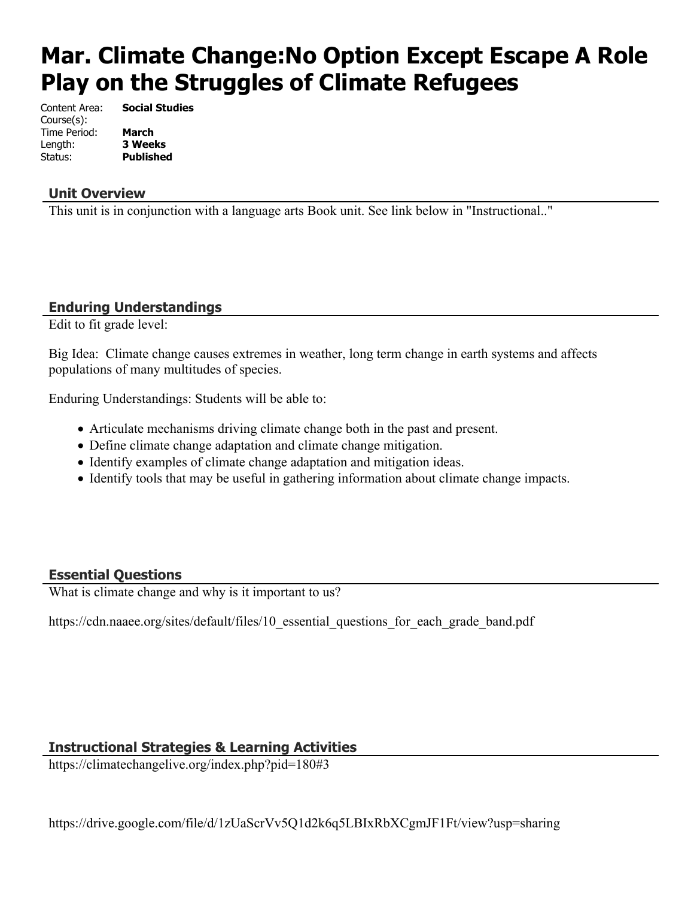# Mar. Climate Change:No Option Except Escape A Role Play on the Struggles of Climate Refugees

Content Area: **Social Studies**
Course(s):
Time Period: **March**
Length: **3 Weeks**
Status: **Published**

## Unit Overview

This unit is in conjunction with a language arts Book unit. See link below in "Instructional.."

## Enduring Understandings

Edit to fit grade level:

Big Idea: Climate change causes extremes in weather, long term change in earth systems and affects populations of many multitudes of species.

Enduring Understandings: Students will be able to:

- Articulate mechanisms driving climate change both in the past and present.
- Define climate change adaptation and climate change mitigation.
- Identify examples of climate change adaptation and mitigation ideas.
- Identify tools that may be useful in gathering information about climate change impacts.

## Essential Questions

What is climate change and why is it important to us?

https://cdn.naaee.org/sites/default/files/10_essential_questions_for_each_grade_band.pdf

## Instructional Strategies & Learning Activities

https://climatechangelive.org/index.php?pid=180#3

https://drive.google.com/file/d/1zUaScrVv5Q1d2k6q5LBIxRbXCgmJF1Ft/view?usp=sharing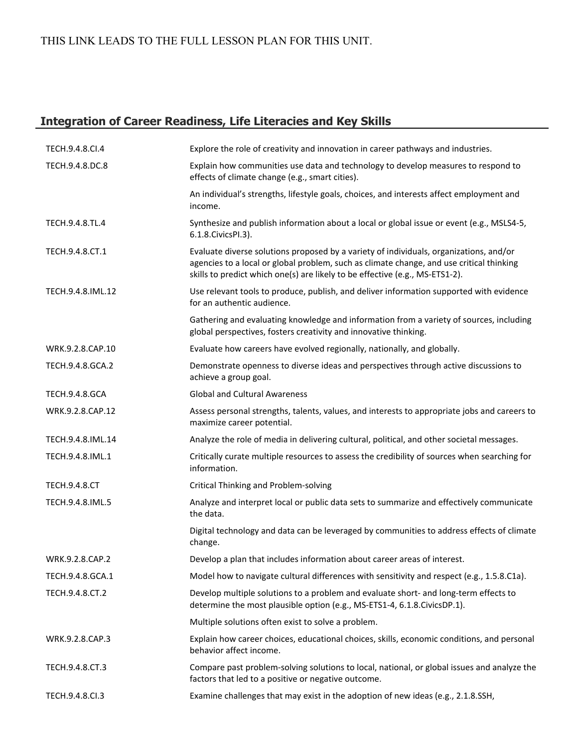THIS LINK LEADS TO THE FULL LESSON PLAN FOR THIS UNIT.

## Integration of Career Readiness, Life Literacies and Key Skills

| | |
|---|---|
| TECH.9.4.8.CI.4 | Explore the role of creativity and innovation in career pathways and industries. |
| TECH.9.4.8.DC.8 | Explain how communities use data and technology to develop measures to respond to effects of climate change (e.g., smart cities). |
| | An individual's strengths, lifestyle goals, choices, and interests affect employment and income. |
| TECH.9.4.8.TL.4 | Synthesize and publish information about a local or global issue or event (e.g., MSLS4-5, 6.1.8.CivicsPI.3). |
| TECH.9.4.8.CT.1 | Evaluate diverse solutions proposed by a variety of individuals, organizations, and/or agencies to a local or global problem, such as climate change, and use critical thinking skills to predict which one(s) are likely to be effective (e.g., MS-ETS1-2). |
| TECH.9.4.8.IML.12 | Use relevant tools to produce, publish, and deliver information supported with evidence for an authentic audience. |
| | Gathering and evaluating knowledge and information from a variety of sources, including global perspectives, fosters creativity and innovative thinking. |
| WRK.9.2.8.CAP.10 | Evaluate how careers have evolved regionally, nationally, and globally. |
| TECH.9.4.8.GCA.2 | Demonstrate openness to diverse ideas and perspectives through active discussions to achieve a group goal. |
| TECH.9.4.8.GCA | Global and Cultural Awareness |
| WRK.9.2.8.CAP.12 | Assess personal strengths, talents, values, and interests to appropriate jobs and careers to maximize career potential. |
| TECH.9.4.8.IML.14 | Analyze the role of media in delivering cultural, political, and other societal messages. |
| TECH.9.4.8.IML.1 | Critically curate multiple resources to assess the credibility of sources when searching for information. |
| TECH.9.4.8.CT | Critical Thinking and Problem-solving |
| TECH.9.4.8.IML.5 | Analyze and interpret local or public data sets to summarize and effectively communicate the data. |
| | Digital technology and data can be leveraged by communities to address effects of climate change. |
| WRK.9.2.8.CAP.2 | Develop a plan that includes information about career areas of interest. |
| TECH.9.4.8.GCA.1 | Model how to navigate cultural differences with sensitivity and respect (e.g., 1.5.8.C1a). |
| TECH.9.4.8.CT.2 | Develop multiple solutions to a problem and evaluate short- and long-term effects to determine the most plausible option (e.g., MS-ETS1-4, 6.1.8.CivicsDP.1). |
| | Multiple solutions often exist to solve a problem. |
| WRK.9.2.8.CAP.3 | Explain how career choices, educational choices, skills, economic conditions, and personal behavior affect income. |
| TECH.9.4.8.CT.3 | Compare past problem-solving solutions to local, national, or global issues and analyze the factors that led to a positive or negative outcome. |
| TECH.9.4.8.CI.3 | Examine challenges that may exist in the adoption of new ideas (e.g., 2.1.8.SSH, |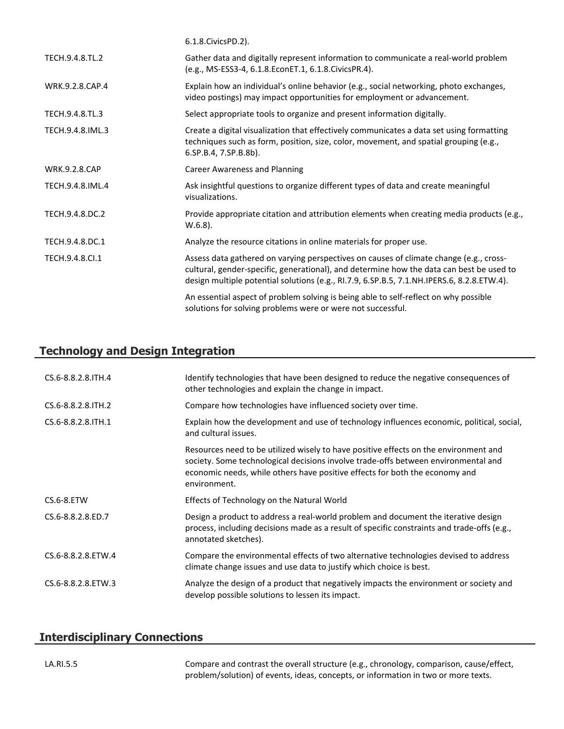| | |
|---|---|
| | 6.1.8.CivicsPD.2). |
| TECH.9.4.8.TL.2 | Gather data and digitally represent information to communicate a real-world problem (e.g., MS-ESS3-4, 6.1.8.EconET.1, 6.1.8.CivicsPR.4). |
| WRK.9.2.8.CAP.4 | Explain how an individual's online behavior (e.g., social networking, photo exchanges, video postings) may impact opportunities for employment or advancement. |
| TECH.9.4.8.TL.3 | Select appropriate tools to organize and present information digitally. |
| TECH.9.4.8.IML.3 | Create a digital visualization that effectively communicates a data set using formatting techniques such as form, position, size, color, movement, and spatial grouping (e.g., 6.SP.B.4, 7.SP.B.8b). |
| WRK.9.2.8.CAP | Career Awareness and Planning |
| TECH.9.4.8.IML.4 | Ask insightful questions to organize different types of data and create meaningful visualizations. |
| TECH.9.4.8.DC.2 | Provide appropriate citation and attribution elements when creating media products (e.g., W.6.8). |
| TECH.9.4.8.DC.1 | Analyze the resource citations in online materials for proper use. |
| TECH.9.4.8.CI.1 | Assess data gathered on varying perspectives on causes of climate change (e.g., cross-cultural, gender-specific, generational), and determine how the data can best be used to design multiple potential solutions (e.g., RI.7.9, 6.SP.B.5, 7.1.NH.IPERS.6, 8.2.8.ETW.4). |
| | An essential aspect of problem solving is being able to self-reflect on why possible solutions for solving problems were or were not successful. |

## Technology and Design Integration

| | |
|---|---|
| CS.6-8.8.2.8.ITH.4 | Identify technologies that have been designed to reduce the negative consequences of other technologies and explain the change in impact. |
| CS.6-8.8.2.8.ITH.2 | Compare how technologies have influenced society over time. |
| CS.6-8.8.2.8.ITH.1 | Explain how the development and use of technology influences economic, political, social, and cultural issues. |
| | Resources need to be utilized wisely to have positive effects on the environment and society. Some technological decisions involve trade-offs between environmental and economic needs, while others have positive effects for both the economy and environment. |
| CS.6-8.ETW | Effects of Technology on the Natural World |
| CS.6-8.8.2.8.ED.7 | Design a product to address a real-world problem and document the iterative design process, including decisions made as a result of specific constraints and trade-offs (e.g., annotated sketches). |
| CS.6-8.8.2.8.ETW.4 | Compare the environmental effects of two alternative technologies devised to address climate change issues and use data to justify which choice is best. |
| CS.6-8.8.2.8.ETW.3 | Analyze the design of a product that negatively impacts the environment or society and develop possible solutions to lessen its impact. |

## Interdisciplinary Connections

| | |
|---|---|
| LA.RI.5.5 | Compare and contrast the overall structure (e.g., chronology, comparison, cause/effect, problem/solution) of events, ideas, concepts, or information in two or more texts. |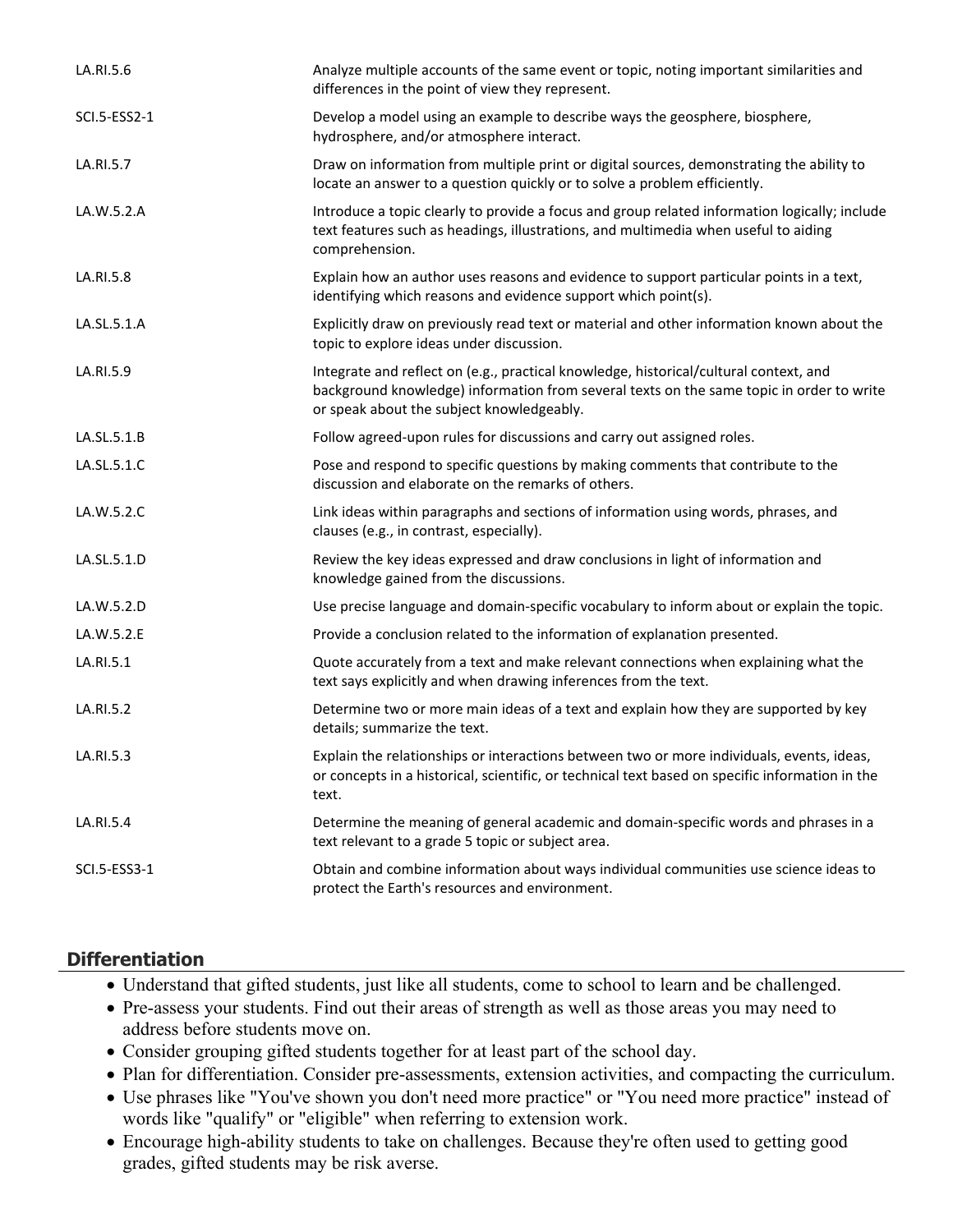| | |
|---|---|
| LA.RI.5.6 | Analyze multiple accounts of the same event or topic, noting important similarities and differences in the point of view they represent. |
| SCI.5-ESS2-1 | Develop a model using an example to describe ways the geosphere, biosphere, hydrosphere, and/or atmosphere interact. |
| LA.RI.5.7 | Draw on information from multiple print or digital sources, demonstrating the ability to locate an answer to a question quickly or to solve a problem efficiently. |
| LA.W.5.2.A | Introduce a topic clearly to provide a focus and group related information logically; include text features such as headings, illustrations, and multimedia when useful to aiding comprehension. |
| LA.RI.5.8 | Explain how an author uses reasons and evidence to support particular points in a text, identifying which reasons and evidence support which point(s). |
| LA.SL.5.1.A | Explicitly draw on previously read text or material and other information known about the topic to explore ideas under discussion. |
| LA.RI.5.9 | Integrate and reflect on (e.g., practical knowledge, historical/cultural context, and background knowledge) information from several texts on the same topic in order to write or speak about the subject knowledgeably. |
| LA.SL.5.1.B | Follow agreed-upon rules for discussions and carry out assigned roles. |
| LA.SL.5.1.C | Pose and respond to specific questions by making comments that contribute to the discussion and elaborate on the remarks of others. |
| LA.W.5.2.C | Link ideas within paragraphs and sections of information using words, phrases, and clauses (e.g., in contrast, especially). |
| LA.SL.5.1.D | Review the key ideas expressed and draw conclusions in light of information and knowledge gained from the discussions. |
| LA.W.5.2.D | Use precise language and domain-specific vocabulary to inform about or explain the topic. |
| LA.W.5.2.E | Provide a conclusion related to the information of explanation presented. |
| LA.RI.5.1 | Quote accurately from a text and make relevant connections when explaining what the text says explicitly and when drawing inferences from the text. |
| LA.RI.5.2 | Determine two or more main ideas of a text and explain how they are supported by key details; summarize the text. |
| LA.RI.5.3 | Explain the relationships or interactions between two or more individuals, events, ideas, or concepts in a historical, scientific, or technical text based on specific information in the text. |
| LA.RI.5.4 | Determine the meaning of general academic and domain-specific words and phrases in a text relevant to a grade 5 topic or subject area. |
| SCI.5-ESS3-1 | Obtain and combine information about ways individual communities use science ideas to protect the Earth's resources and environment. |

## Differentiation

- Understand that gifted students, just like all students, come to school to learn and be challenged.
- Pre-assess your students. Find out their areas of strength as well as those areas you may need to address before students move on.
- Consider grouping gifted students together for at least part of the school day.
- Plan for differentiation. Consider pre-assessments, extension activities, and compacting the curriculum.
- Use phrases like "You've shown you don't need more practice" or "You need more practice" instead of words like "qualify" or "eligible" when referring to extension work.
- Encourage high-ability students to take on challenges. Because they're often used to getting good grades, gifted students may be risk averse.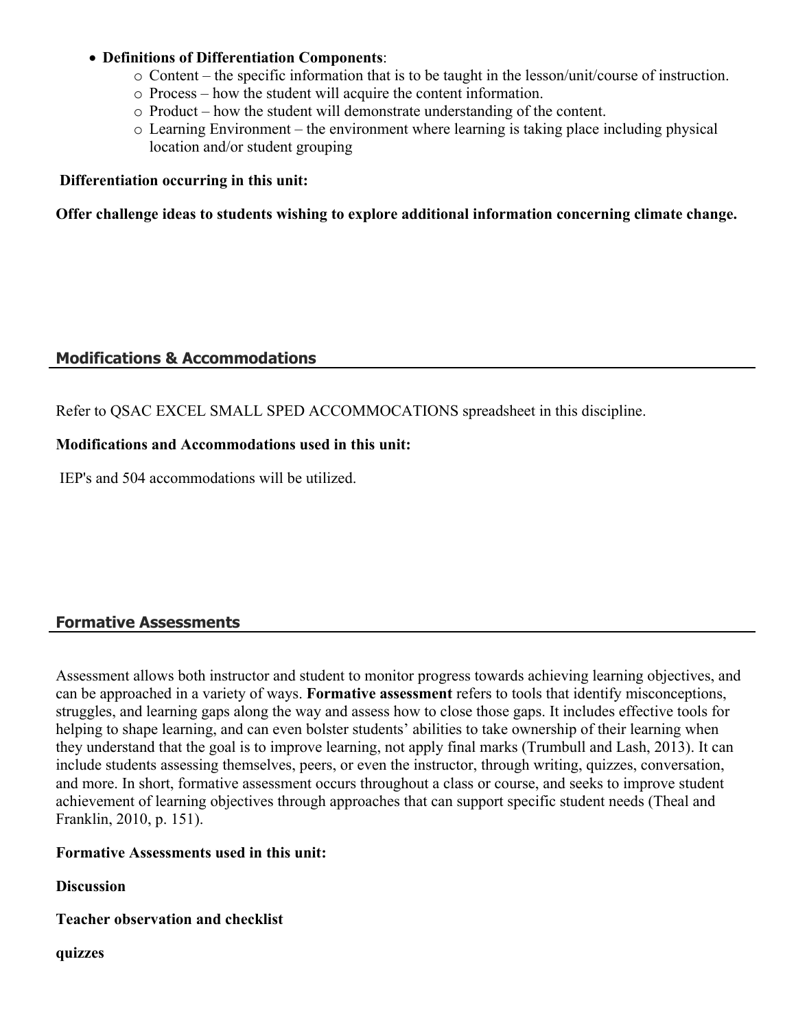- **Definitions of Differentiation Components**:
    - Content – the specific information that is to be taught in the lesson/unit/course of instruction.
    - Process – how the student will acquire the content information.
    - Product – how the student will demonstrate understanding of the content.
    - Learning Environment – the environment where learning is taking place including physical location and/or student grouping

**Differentiation occurring in this unit:**

**Offer challenge ideas to students wishing to explore additional information concerning climate change.**

## Modifications & Accommodations

Refer to QSAC EXCEL SMALL SPED ACCOMMOCATIONS spreadsheet in this discipline.

**Modifications and Accommodations used in this unit:**

IEP's and 504 accommodations will be utilized.

## Formative Assessments

Assessment allows both instructor and student to monitor progress towards achieving learning objectives, and can be approached in a variety of ways. **Formative assessment** refers to tools that identify misconceptions, struggles, and learning gaps along the way and assess how to close those gaps. It includes effective tools for helping to shape learning, and can even bolster students' abilities to take ownership of their learning when they understand that the goal is to improve learning, not apply final marks (Trumbull and Lash, 2013). It can include students assessing themselves, peers, or even the instructor, through writing, quizzes, conversation, and more. In short, formative assessment occurs throughout a class or course, and seeks to improve student achievement of learning objectives through approaches that can support specific student needs (Theal and Franklin, 2010, p. 151).

**Formative Assessments used in this unit:**

**Discussion**

**Teacher observation and checklist**

**quizzes**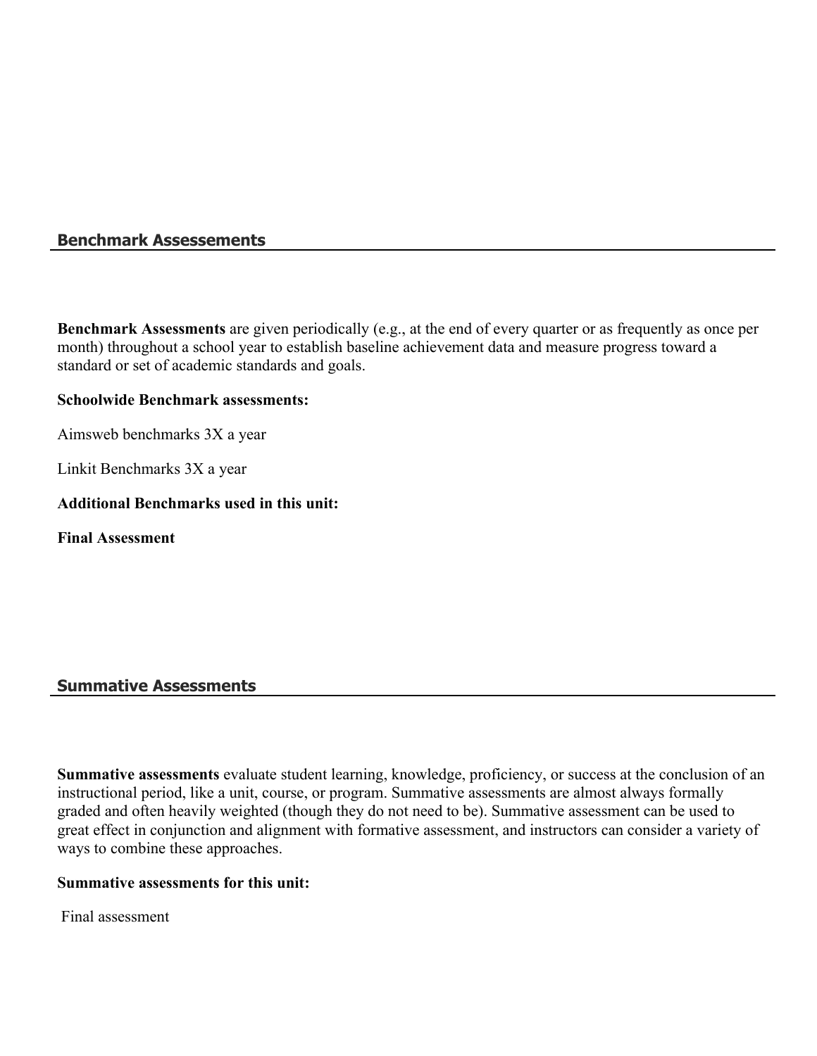## Benchmark Assessements

**Benchmark Assessments** are given periodically (e.g., at the end of every quarter or as frequently as once per month) throughout a school year to establish baseline achievement data and measure progress toward a standard or set of academic standards and goals.

**Schoolwide Benchmark assessments:**

Aimsweb benchmarks 3X a year

Linkit Benchmarks 3X a year

**Additional Benchmarks used in this unit:**

**Final Assessment**

## Summative Assessments

**Summative assessments** evaluate student learning, knowledge, proficiency, or success at the conclusion of an instructional period, like a unit, course, or program. Summative assessments are almost always formally graded and often heavily weighted (though they do not need to be). Summative assessment can be used to great effect in conjunction and alignment with formative assessment, and instructors can consider a variety of ways to combine these approaches.

**Summative assessments for this unit:**

Final assessment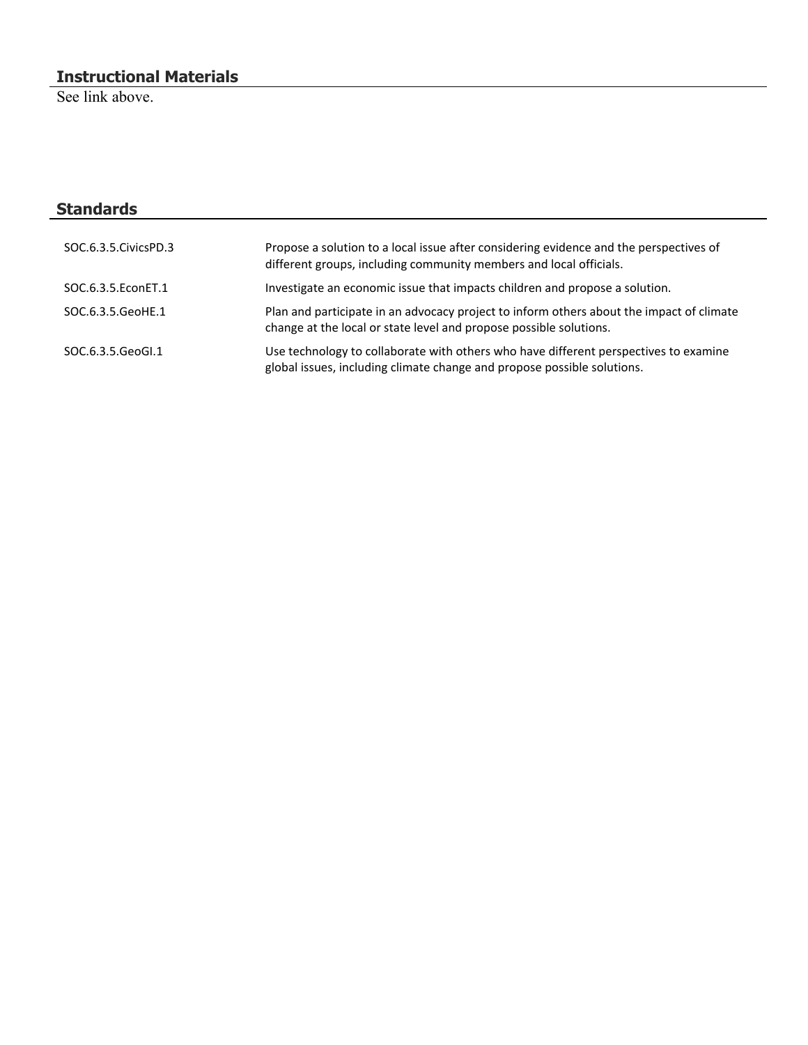## Instructional Materials

See link above.

## Standards

| | |
|---|---|
| SOC.6.3.5.CivicsPD.3 | Propose a solution to a local issue after considering evidence and the perspectives of different groups, including community members and local officials. |
| SOC.6.3.5.EconET.1 | Investigate an economic issue that impacts children and propose a solution. |
| SOC.6.3.5.GeoHE.1 | Plan and participate in an advocacy project to inform others about the impact of climate change at the local or state level and propose possible solutions. |
| SOC.6.3.5.GeoGI.1 | Use technology to collaborate with others who have different perspectives to examine global issues, including climate change and propose possible solutions. |